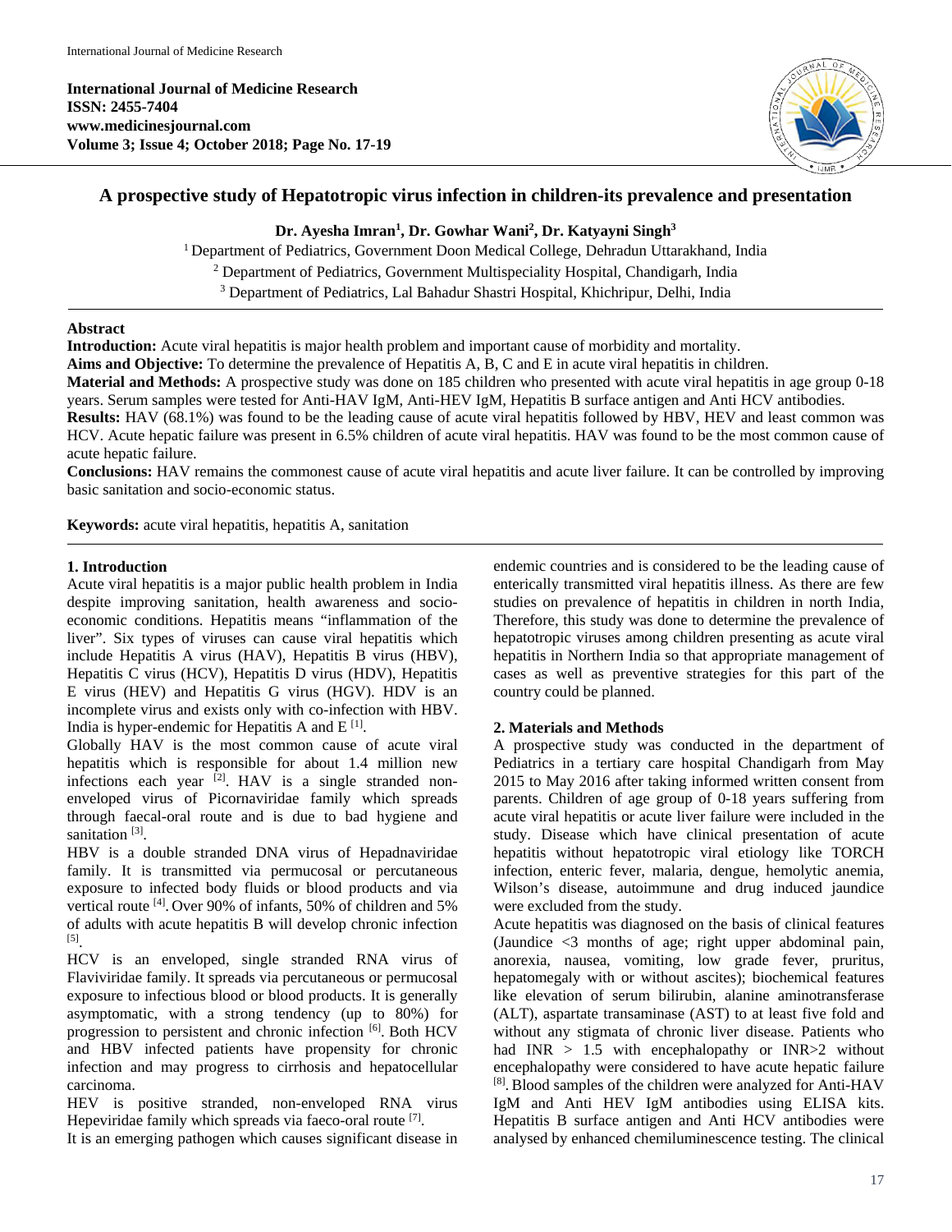# A prospective study of Hepatotropic virus infection in children-its prevalence and presentation

**Dr. Ayesha Imran[1], Dr. Gowhar Wani[2], Dr. Katyayni Singh[3]**

[1] Department of Pediatrics, Government Doon Medical College, Dehradun Uttarakhand, India
[2] Department of Pediatrics, Government Multispeciality Hospital, Chandigarh, India
[3] Department of Pediatrics, Lal Bahadur Shastri Hospital, Khichripur, Delhi, India

## Abstract

**Introduction:** Acute viral hepatitis is major health problem and important cause of morbidity and mortality.

**Aims and Objective:** To determine the prevalence of Hepatitis A, B, C and E in acute viral hepatitis in children.

**Material and Methods:** A prospective study was done on 185 children who presented with acute viral hepatitis in age group 0-18 years. Serum samples were tested for Anti-HAV IgM, Anti-HEV IgM, Hepatitis B surface antigen and Anti HCV antibodies.

**Results:** HAV (68.1%) was found to be the leading cause of acute viral hepatitis followed by HBV, HEV and least common was HCV. Acute hepatic failure was present in 6.5% children of acute viral hepatitis. HAV was found to be the most common cause of acute hepatic failure.

**Conclusions:** HAV remains the commonest cause of acute viral hepatitis and acute liver failure. It can be controlled by improving basic sanitation and socio-economic status.

**Keywords:** acute viral hepatitis, hepatitis A, sanitation

## 1. Introduction

Acute viral hepatitis is a major public health problem in India despite improving sanitation, health awareness and socio-economic conditions. Hepatitis means "inflammation of the liver". Six types of viruses can cause viral hepatitis which include Hepatitis A virus (HAV), Hepatitis B virus (HBV), Hepatitis C virus (HCV), Hepatitis D virus (HDV), Hepatitis E virus (HEV) and Hepatitis G virus (HGV). HDV is an incomplete virus and exists only with co-infection with HBV. India is hyper-endemic for Hepatitis A and E [1].

Globally HAV is the most common cause of acute viral hepatitis which is responsible for about 1.4 million new infections each year [2]. HAV is a single stranded non-enveloped virus of Picornaviridae family which spreads through faecal-oral route and is due to bad hygiene and sanitation [3].

HBV is a double stranded DNA virus of Hepadnaviridae family. It is transmitted via permucosal or percutaneous exposure to infected body fluids or blood products and via vertical route [4]. Over 90% of infants, 50% of children and 5% of adults with acute hepatitis B will develop chronic infection [5].

HCV is an enveloped, single stranded RNA virus of Flaviviridae family. It spreads via percutaneous or permucosal exposure to infectious blood or blood products. It is generally asymptomatic, with a strong tendency (up to 80%) for progression to persistent and chronic infection [6]. Both HCV and HBV infected patients have propensity for chronic infection and may progress to cirrhosis and hepatocellular carcinoma.

HEV is positive stranded, non-enveloped RNA virus Hepeviridae family which spreads via faeco-oral route [7].

It is an emerging pathogen which causes significant disease in endemic countries and is considered to be the leading cause of enterically transmitted viral hepatitis illness. As there are few studies on prevalence of hepatitis in children in north India, Therefore, this study was done to determine the prevalence of hepatotropic viruses among children presenting as acute viral hepatitis in Northern India so that appropriate management of cases as well as preventive strategies for this part of the country could be planned.

## 2. Materials and Methods

A prospective study was conducted in the department of Pediatrics in a tertiary care hospital Chandigarh from May 2015 to May 2016 after taking informed written consent from parents. Children of age group of 0-18 years suffering from acute viral hepatitis or acute liver failure were included in the study. Disease which have clinical presentation of acute hepatitis without hepatotropic viral etiology like TORCH infection, enteric fever, malaria, dengue, hemolytic anemia, Wilson's disease, autoimmune and drug induced jaundice were excluded from the study.

Acute hepatitis was diagnosed on the basis of clinical features (Jaundice <3 months of age; right upper abdominal pain, anorexia, nausea, vomiting, low grade fever, pruritus, hepatomegaly with or without ascites); biochemical features like elevation of serum bilirubin, alanine aminotransferase (ALT), aspartate transaminase (AST) to at least five fold and without any stigmata of chronic liver disease. Patients who had INR > 1.5 with encephalopathy or INR>2 without encephalopathy were considered to have acute hepatic failure [8]. Blood samples of the children were analyzed for Anti-HAV IgM and Anti HEV IgM antibodies using ELISA kits. Hepatitis B surface antigen and Anti HCV antibodies were analysed by enhanced chemiluminescence testing. The clinical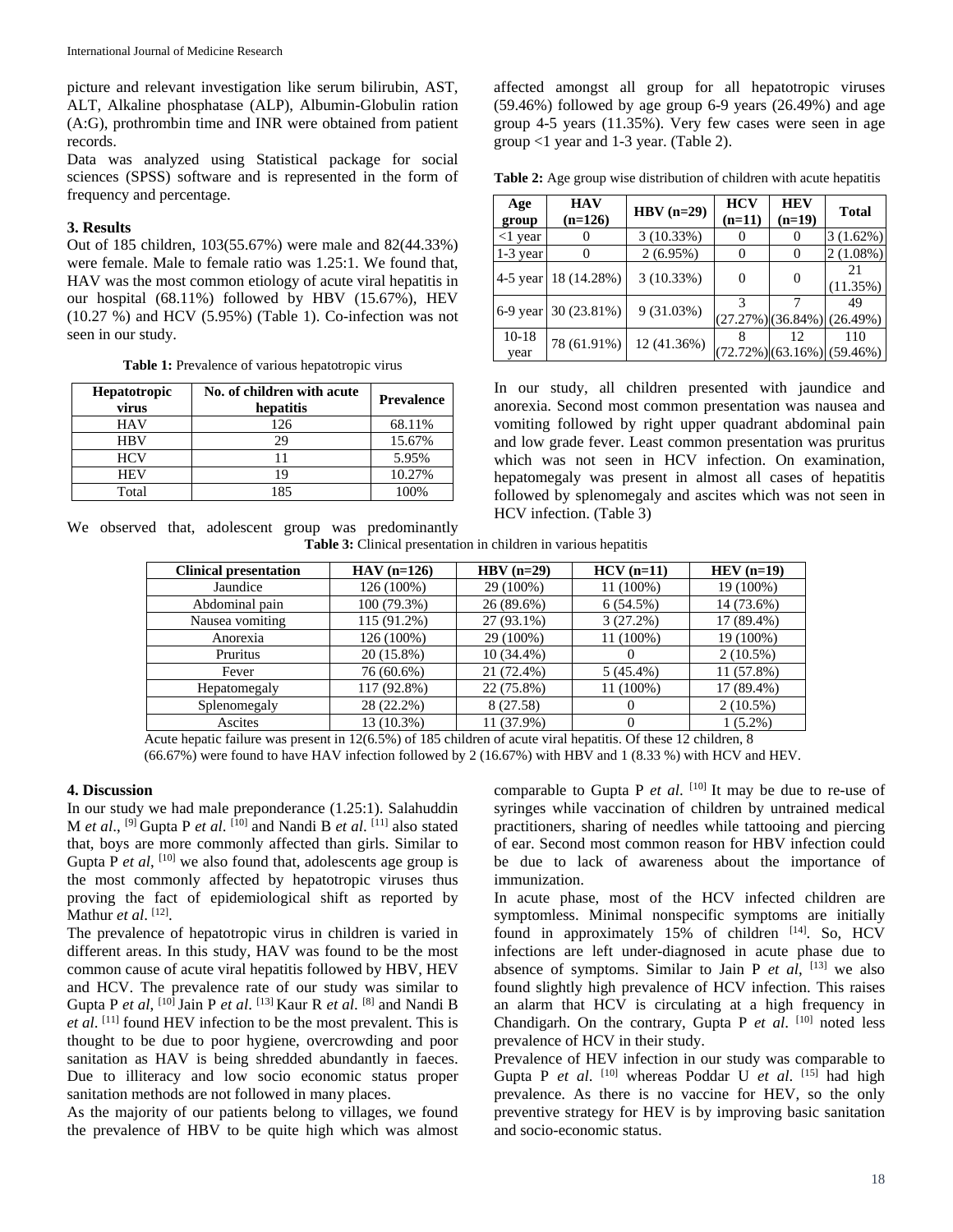picture and relevant investigation like serum bilirubin, AST, ALT, Alkaline phosphatase (ALP), Albumin-Globulin ration (A:G), prothrombin time and INR were obtained from patient records.

Data was analyzed using Statistical package for social sciences (SPSS) software and is represented in the form of frequency and percentage.

### 3. Results

Out of 185 children, 103(55.67%) were male and 82(44.33%) were female. Male to female ratio was 1.25:1. We found that, HAV was the most common etiology of acute viral hepatitis in our hospital (68.11%) followed by HBV (15.67%), HEV (10.27 %) and HCV (5.95%) (Table 1). Co-infection was not seen in our study.

**Table 1:** Prevalence of various hepatotropic virus

| Hepatotropic virus | No. of children with acute hepatitis | Prevalence |
|---|---|---|
| HAV | 126 | 68.11% |
| HBV | 29 | 15.67% |
| HCV | 11 | 5.95% |
| HEV | 19 | 10.27% |
| Total | 185 | 100% |

We observed that, adolescent group was predominantly affected amongst all group for all hepatotropic viruses (59.46%) followed by age group 6-9 years (26.49%) and age group 4-5 years (11.35%). Very few cases were seen in age group <1 year and 1-3 year. (Table 2).

**Table 2:** Age group wise distribution of children with acute hepatitis

| Age group | HAV (n=126) | HBV (n=29) | HCV (n=11) | HEV (n=19) | Total |
|---|---|---|---|---|---|
| <1 year | 0 | 3 (10.33%) | 0 | 0 | 3 (1.62%) |
| 1-3 year | 0 | 2 (6.95%) | 0 | 0 | 2 (1.08%) |
| 4-5 year | 18 (14.28%) | 3 (10.33%) | 0 | 0 | 21 (11.35%) |
| 6-9 year | 30 (23.81%) | 9 (31.03%) | 3 (27.27%) | 7 (36.84%) | 49 (26.49%) |
| 10-18 year | 78 (61.91%) | 12 (41.36%) | 8 (72.72%) | 12 (63.16%) | 110 (59.46%) |

In our study, all children presented with jaundice and anorexia. Second most common presentation was nausea and vomiting followed by right upper quadrant abdominal pain and low grade fever. Least common presentation was pruritus which was not seen in HCV infection. On examination, hepatomegaly was present in almost all cases of hepatitis followed by splenomegaly and ascites which was not seen in HCV infection. (Table 3)

**Table 3:** Clinical presentation in children in various hepatitis

| Clinical presentation | HAV (n=126) | HBV (n=29) | HCV (n=11) | HEV (n=19) |
|---|---|---|---|---|
| Jaundice | 126 (100%) | 29 (100%) | 11 (100%) | 19 (100%) |
| Abdominal pain | 100 (79.3%) | 26 (89.6%) | 6 (54.5%) | 14 (73.6%) |
| Nausea vomiting | 115 (91.2%) | 27 (93.1%) | 3 (27.2%) | 17 (89.4%) |
| Anorexia | 126 (100%) | 29 (100%) | 11 (100%) | 19 (100%) |
| Pruritus | 20 (15.8%) | 10 (34.4%) | 0 | 2 (10.5%) |
| Fever | 76 (60.6%) | 21 (72.4%) | 5 (45.4%) | 11 (57.8%) |
| Hepatomegaly | 117 (92.8%) | 22 (75.8%) | 11 (100%) | 17 (89.4%) |
| Splenomegaly | 28 (22.2%) | 8 (27.58) | 0 | 2 (10.5%) |
| Ascites | 13 (10.3%) | 11 (37.9%) | 0 | 1 (5.2%) |

Acute hepatic failure was present in 12(6.5%) of 185 children of acute viral hepatitis. Of these 12 children, 8 (66.67%) were found to have HAV infection followed by 2 (16.67%) with HBV and 1 (8.33 %) with HCV and HEV.

### 4. Discussion

In our study we had male preponderance (1.25:1). Salahuddin M *et al*., [9] Gupta P *et al*. [10] and Nandi B *et al*. [11] also stated that, boys are more commonly affected than girls. Similar to Gupta P *et al*, [10] we also found that, adolescents age group is the most commonly affected by hepatotropic viruses thus proving the fact of epidemiological shift as reported by Mathur *et al*. [12].

The prevalence of hepatotropic virus in children is varied in different areas. In this study, HAV was found to be the most common cause of acute viral hepatitis followed by HBV, HEV and HCV. The prevalence rate of our study was similar to Gupta P *et al*, [10] Jain P *et al*. [13] Kaur R *et al*. [8] and Nandi B *et al*. [11] found HEV infection to be the most prevalent. This is thought to be due to poor hygiene, overcrowding and poor sanitation as HAV is being shredded abundantly in faeces. Due to illiteracy and low socio economic status proper sanitation methods are not followed in many places.

As the majority of our patients belong to villages, we found the prevalence of HBV to be quite high which was almost comparable to Gupta P *et al*. [10] It may be due to re-use of syringes while vaccination of children by untrained medical practitioners, sharing of needles while tattooing and piercing of ear. Second most common reason for HBV infection could be due to lack of awareness about the importance of immunization.

In acute phase, most of the HCV infected children are symptomless. Minimal nonspecific symptoms are initially found in approximately 15% of children [14]. So, HCV infections are left under-diagnosed in acute phase due to absence of symptoms. Similar to Jain P *et al*, [13] we also found slightly high prevalence of HCV infection. This raises an alarm that HCV is circulating at a high frequency in Chandigarh. On the contrary, Gupta P *et al*. [10] noted less prevalence of HCV in their study.

Prevalence of HEV infection in our study was comparable to Gupta P *et al*. [10] whereas Poddar U *et al*. [15] had high prevalence. As there is no vaccine for HEV, so the only preventive strategy for HEV is by improving basic sanitation and socio-economic status.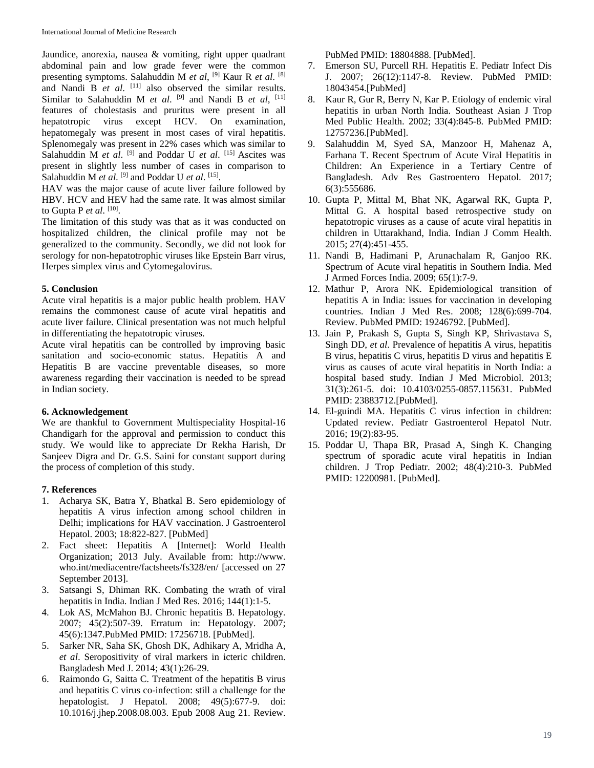Jaundice, anorexia, nausea & vomiting, right upper quadrant abdominal pain and low grade fever were the common presenting symptoms. Salahuddin M *et al*, [9] Kaur R *et al*. [8] and Nandi B *et al*. [11] also observed the similar results. Similar to Salahuddin M *et al*. [9] and Nandi B *et al*, [11] features of cholestasis and pruritus were present in all hepatotropic virus except HCV. On examination, hepatomegaly was present in most cases of viral hepatitis. Splenomegaly was present in 22% cases which was similar to Salahuddin M *et al*. [9] and Poddar U *et al*. [15] Ascites was present in slightly less number of cases in comparison to Salahuddin M *et al*. [9] and Poddar U *et al*. [15].

HAV was the major cause of acute liver failure followed by HBV. HCV and HEV had the same rate. It was almost similar to Gupta P *et al*. [10].

The limitation of this study was that as it was conducted on hospitalized children, the clinical profile may not be generalized to the community. Secondly, we did not look for serology for non-hepatotrophic viruses like Epstein Barr virus, Herpes simplex virus and Cytomegalovirus.

## 5. Conclusion

Acute viral hepatitis is a major public health problem. HAV remains the commonest cause of acute viral hepatitis and acute liver failure. Clinical presentation was not much helpful in differentiating the hepatotropic viruses.

Acute viral hepatitis can be controlled by improving basic sanitation and socio-economic status. Hepatitis A and Hepatitis B are vaccine preventable diseases, so more awareness regarding their vaccination is needed to be spread in Indian society.

## 6. Acknowledgement

We are thankful to Government Multispeciality Hospital-16 Chandigarh for the approval and permission to conduct this study. We would like to appreciate Dr Rekha Harish, Dr Sanjeev Digra and Dr. G.S. Saini for constant support during the process of completion of this study.

## 7. References

1. Acharya SK, Batra Y, Bhatkal B. Sero epidemiology of hepatitis A virus infection among school children in Delhi; implications for HAV vaccination. J Gastroenterol Hepatol. 2003; 18:822-827. [PubMed]
2. Fact sheet: Hepatitis A [Internet]: World Health Organization; 2013 July. Available from: http://www.who.int/mediacentre/factsheets/fs328/en/ [accessed on 27 September 2013].
3. Satsangi S, Dhiman RK. Combating the wrath of viral hepatitis in India. Indian J Med Res. 2016; 144(1):1-5.
4. Lok AS, McMahon BJ. Chronic hepatitis B. Hepatology. 2007; 45(2):507-39. Erratum in: Hepatology. 2007; 45(6):1347.PubMed PMID: 17256718. [PubMed].
5. Sarker NR, Saha SK, Ghosh DK, Adhikary A, Mridha A, *et al*. Seropositivity of viral markers in icteric children. Bangladesh Med J. 2014; 43(1):26-29.
6. Raimondo G, Saitta C. Treatment of the hepatitis B virus and hepatitis C virus co-infection: still a challenge for the hepatologist. J Hepatol. 2008; 49(5):677-9. doi: 10.1016/j.jhep.2008.08.003. Epub 2008 Aug 21. Review. PubMed PMID: 18804888. [PubMed].
7. Emerson SU, Purcell RH. Hepatitis E. Pediatr Infect Dis J. 2007; 26(12):1147-8. Review. PubMed PMID: 18043454.[PubMed]
8. Kaur R, Gur R, Berry N, Kar P. Etiology of endemic viral hepatitis in urban North India. Southeast Asian J Trop Med Public Health. 2002; 33(4):845-8. PubMed PMID: 12757236.[PubMed].
9. Salahuddin M, Syed SA, Manzoor H, Mahenaz A, Farhana T. Recent Spectrum of Acute Viral Hepatitis in Children: An Experience in a Tertiary Centre of Bangladesh. Adv Res Gastroentero Hepatol. 2017; 6(3):555686.
10. Gupta P, Mittal M, Bhat NK, Agarwal RK, Gupta P, Mittal G. A hospital based retrospective study on hepatotropic viruses as a cause of acute viral hepatitis in children in Uttarakhand, India. Indian J Comm Health. 2015; 27(4):451-455.
11. Nandi B, Hadimani P, Arunachalam R, Ganjoo RK. Spectrum of Acute viral hepatitis in Southern India. Med J Armed Forces India. 2009; 65(1):7-9.
12. Mathur P, Arora NK. Epidemiological transition of hepatitis A in India: issues for vaccination in developing countries. Indian J Med Res. 2008; 128(6):699-704. Review. PubMed PMID: 19246792. [PubMed].
13. Jain P, Prakash S, Gupta S, Singh KP, Shrivastava S, Singh DD, *et al*. Prevalence of hepatitis A virus, hepatitis B virus, hepatitis C virus, hepatitis D virus and hepatitis E virus as causes of acute viral hepatitis in North India: a hospital based study. Indian J Med Microbiol. 2013; 31(3):261-5. doi: 10.4103/0255-0857.115631. PubMed PMID: 23883712.[PubMed].
14. El-guindi MA. Hepatitis C virus infection in children: Updated review. Pediatr Gastroenterol Hepatol Nutr. 2016; 19(2):83-95.
15. Poddar U, Thapa BR, Prasad A, Singh K. Changing spectrum of sporadic acute viral hepatitis in Indian children. J Trop Pediatr. 2002; 48(4):210-3. PubMed PMID: 12200981. [PubMed].